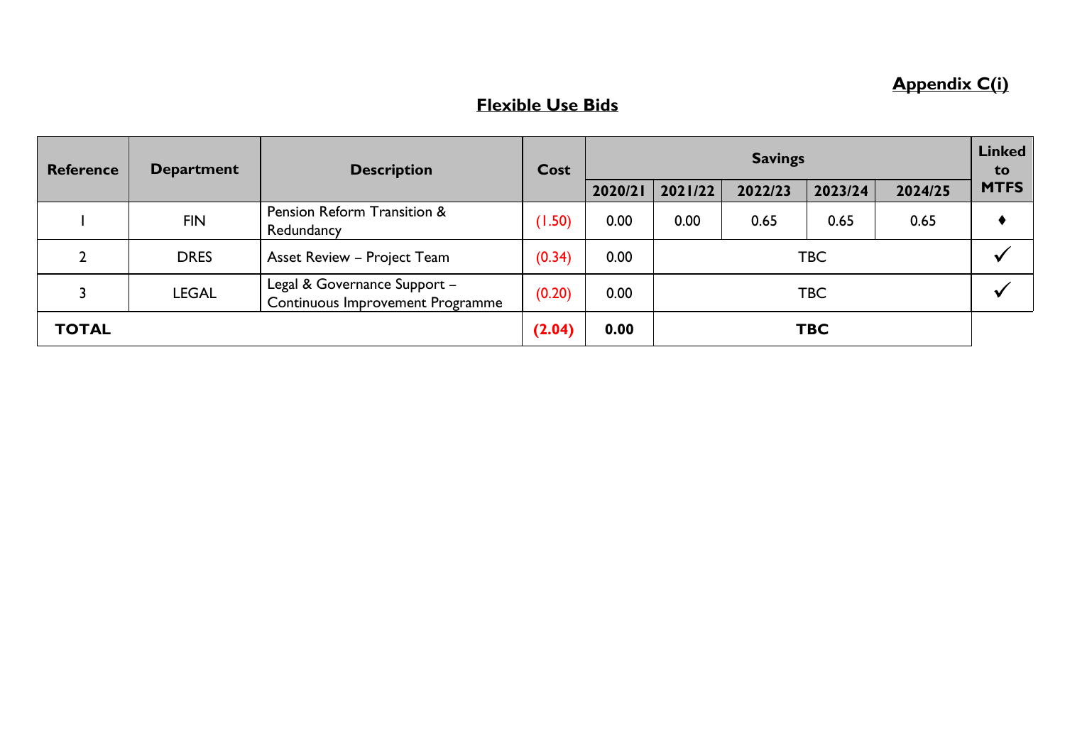**Appendix C(i)**

## Flexible Use Bids

| Reference | Department | Description | Cost | Savings | | | | | Linked to MTFS |
|---|---|---|---|---|---|---|---|---|---|
| | | | | 2020/21 | 2021/22 | 2022/23 | 2023/24 | 2024/25 | |
| 1 | FIN | Pension Reform Transition & Redundancy | (1.50) | 0.00 | 0.00 | 0.65 | 0.65 | 0.65 | ♦ |
| 2 | DRES | Asset Review – Project Team | (0.34) | 0.00 | TBC | | | | ✓ |
| 3 | LEGAL | Legal & Governance Support – Continuous Improvement Programme | (0.20) | 0.00 | TBC | | | | ✓ |
| **TOTAL** | | | **(2.04)** | **0.00** | **TBC** | | | | |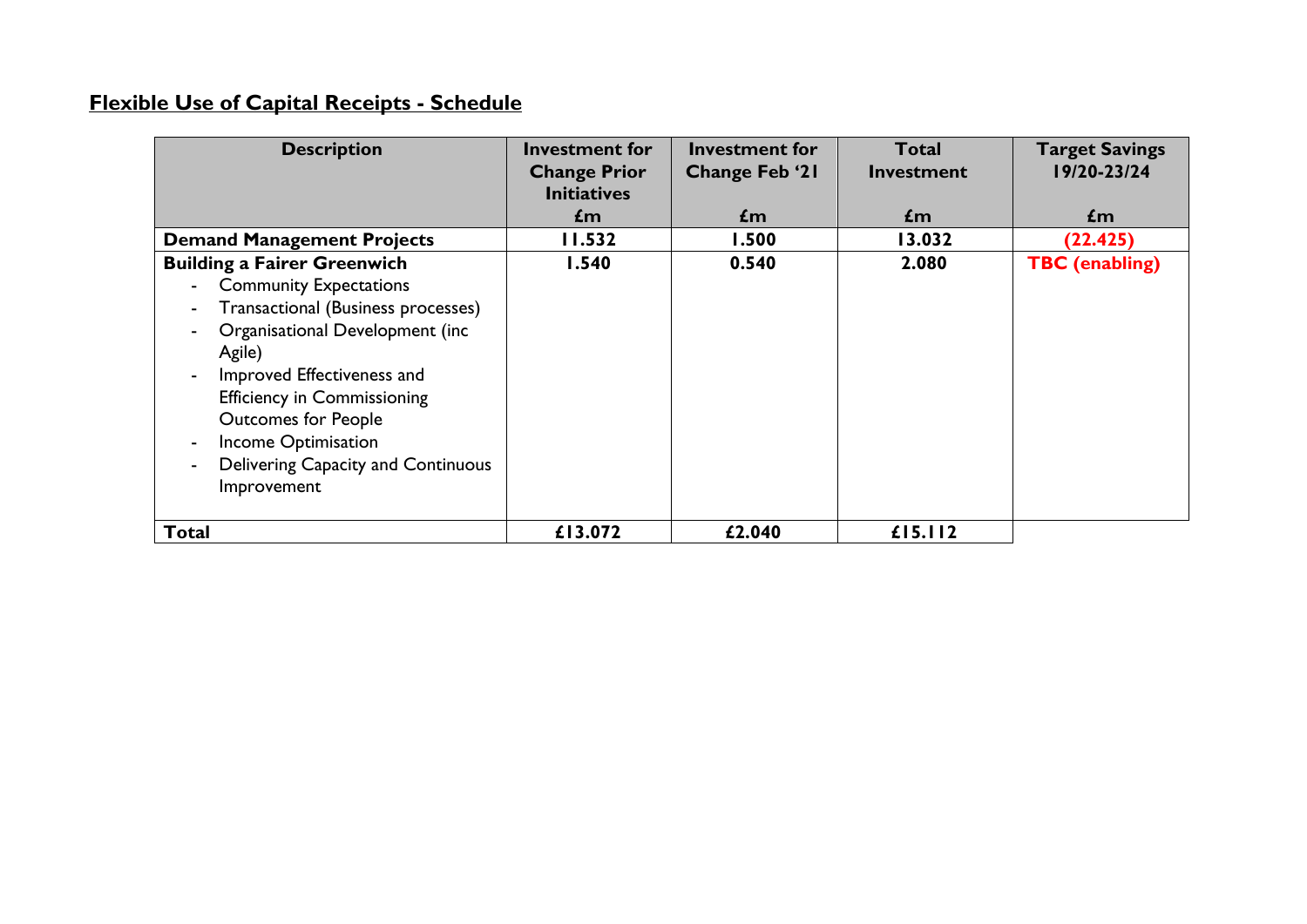## **Flexible Use of Capital Receipts - Schedule**

| Description | Investment for Change Prior Initiatives £m | Investment for Change Feb '21 £m | Total Investment £m | Target Savings 19/20-23/24 £m |
|---|---|---|---|---|
| **Demand Management Projects** | **11.532** | **1.500** | **13.032** | **(22.425)** |
| **Building a Fairer Greenwich**<br>- Community Expectations<br>- Transactional (Business processes)<br>- Organisational Development (inc Agile)<br>- Improved Effectiveness and Efficiency in Commissioning Outcomes for People<br>- Income Optimisation<br>- Delivering Capacity and Continuous Improvement | **1.540** | **0.540** | **2.080** | **TBC (enabling)** |
| **Total** | **£13.072** | **£2.040** | **£15.112** | |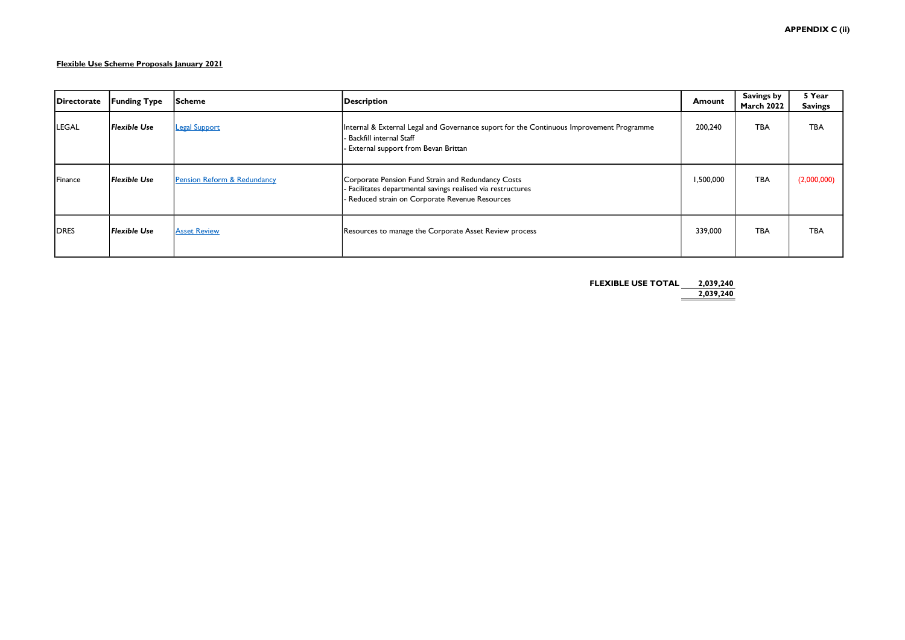**Flexible Use Scheme Proposals January 2021**

| Directorate | Funding Type | Scheme | Description | Amount | Savings by March 2022 | 5 Year Savings |
|---|---|---|---|---|---|---|
| LEGAL | ***Flexible Use*** | Legal Support | Internal & External Legal and Governance suport for the Continuous Improvement Programme<br>- Backfill internal Staff<br>- External support from Bevan Brittan | 200,240 | TBA | TBA |
| Finance | ***Flexible Use*** | Pension Reform & Redundancy | Corporate Pension Fund Strain and Redundancy Costs<br>- Facilitates departmental savings realised via restructures<br>- Reduced strain on Corporate Revenue Resources | 1,500,000 | TBA | (2,000,000) |
| DRES | ***Flexible Use*** | Asset Review | Resources to manage the Corporate Asset Review process | 339,000 | TBA | TBA |

**FLEXIBLE USE TOTAL** **2,039,240**

**2,039,240**